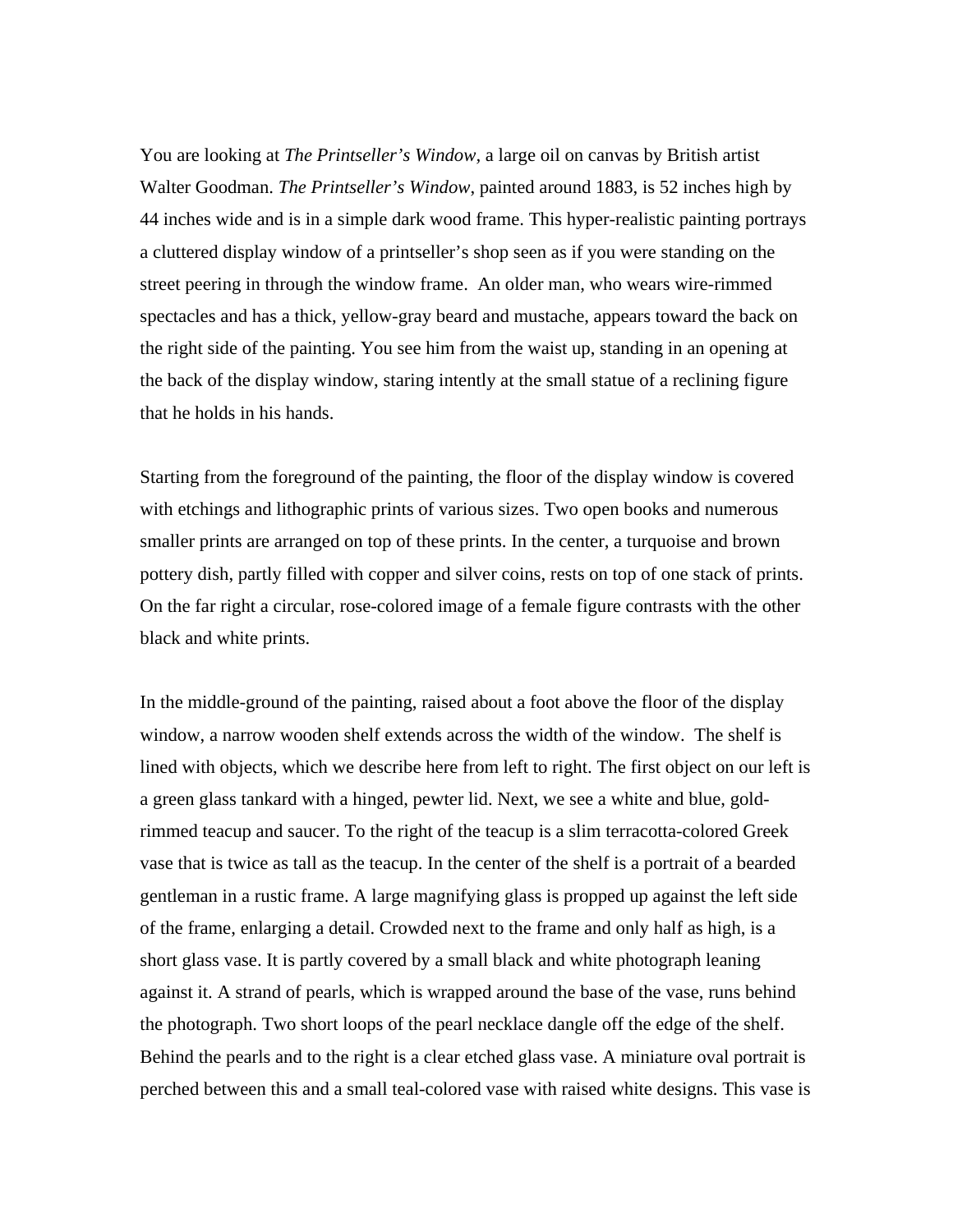You are looking at *The Printseller's Window,* a large oil on canvas by British artist Walter Goodman. *The Printseller's Window*, painted around 1883, is 52 inches high by 44 inches wide and is in a simple dark wood frame. This hyper-realistic painting portrays a cluttered display window of a printseller's shop seen as if you were standing on the street peering in through the window frame. An older man, who wears wire-rimmed spectacles and has a thick, yellow-gray beard and mustache, appears toward the back on the right side of the painting. You see him from the waist up, standing in an opening at the back of the display window, staring intently at the small statue of a reclining figure that he holds in his hands.

Starting from the foreground of the painting, the floor of the display window is covered with etchings and lithographic prints of various sizes. Two open books and numerous smaller prints are arranged on top of these prints. In the center, a turquoise and brown pottery dish, partly filled with copper and silver coins, rests on top of one stack of prints. On the far right a circular, rose-colored image of a female figure contrasts with the other black and white prints.

In the middle-ground of the painting, raised about a foot above the floor of the display window, a narrow wooden shelf extends across the width of the window. The shelf is lined with objects, which we describe here from left to right. The first object on our left is a green glass tankard with a hinged, pewter lid. Next, we see a white and blue, gold-rimmed teacup and saucer. To the right of the teacup is a slim terracotta-colored Greek vase that is twice as tall as the teacup. In the center of the shelf is a portrait of a bearded gentleman in a rustic frame. A large magnifying glass is propped up against the left side of the frame, enlarging a detail. Crowded next to the frame and only half as high, is a short glass vase. It is partly covered by a small black and white photograph leaning against it. A strand of pearls, which is wrapped around the base of the vase, runs behind the photograph. Two short loops of the pearl necklace dangle off the edge of the shelf. Behind the pearls and to the right is a clear etched glass vase. A miniature oval portrait is perched between this and a small teal-colored vase with raised white designs. This vase is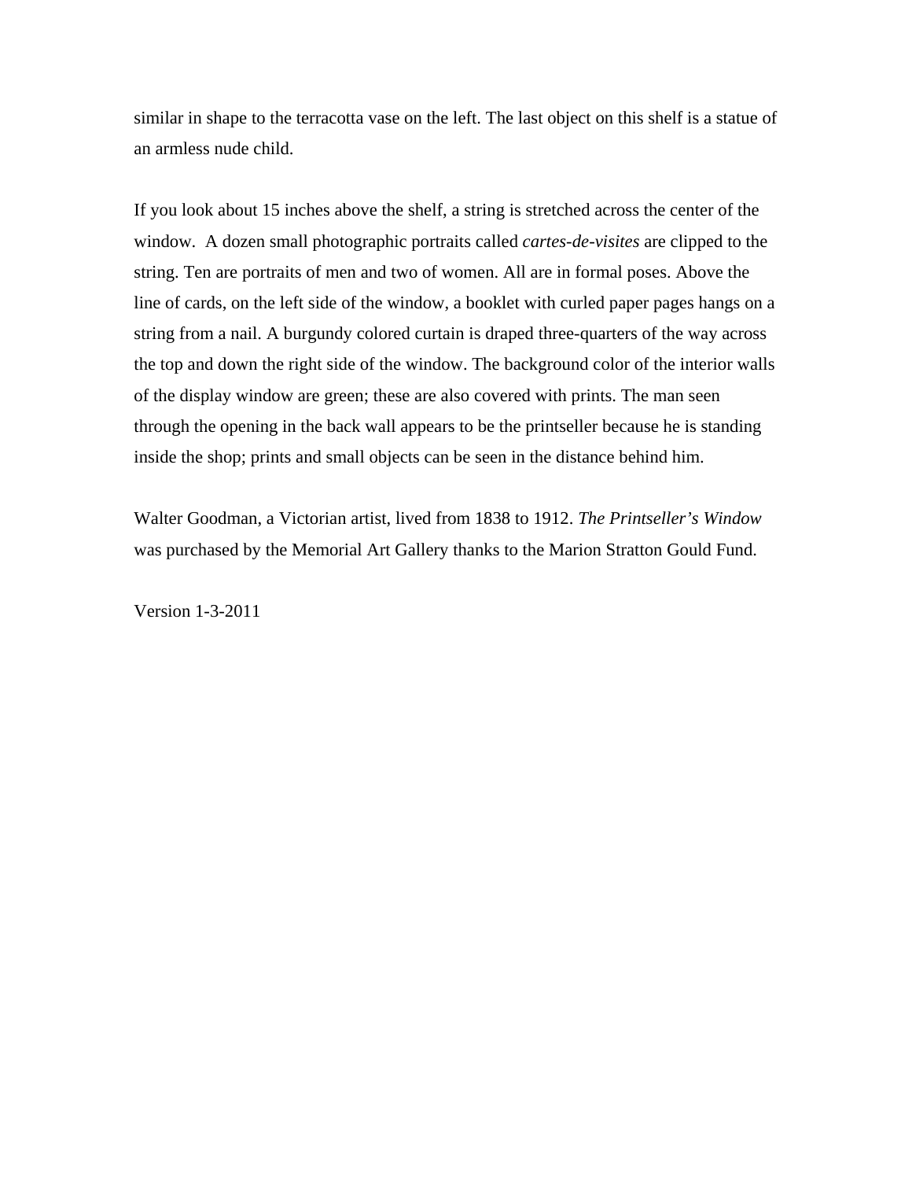similar in shape to the terracotta vase on the left. The last object on this shelf is a statue of an armless nude child.

If you look about 15 inches above the shelf, a string is stretched across the center of the window. A dozen small photographic portraits called *cartes-de-visites* are clipped to the string. Ten are portraits of men and two of women. All are in formal poses. Above the line of cards, on the left side of the window, a booklet with curled paper pages hangs on a string from a nail. A burgundy colored curtain is draped three-quarters of the way across the top and down the right side of the window. The background color of the interior walls of the display window are green; these are also covered with prints. The man seen through the opening in the back wall appears to be the printseller because he is standing inside the shop; prints and small objects can be seen in the distance behind him.

Walter Goodman, a Victorian artist, lived from 1838 to 1912. *The Printseller's Window* was purchased by the Memorial Art Gallery thanks to the Marion Stratton Gould Fund.

Version 1-3-2011